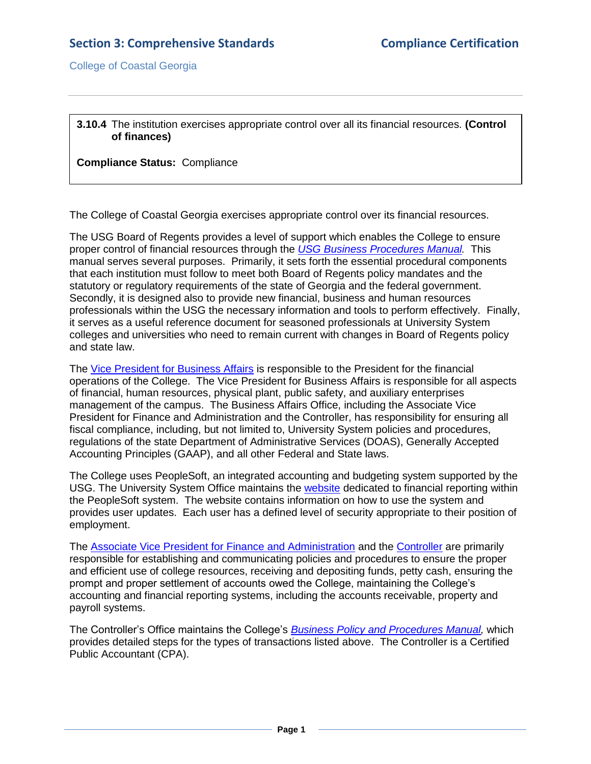## Section 3: Comprehensive Standards

## Compliance Certification

College of Coastal Georgia

---

**3.10.4** The institution exercises appropriate control over all its financial resources. **(Control of finances)**

**Compliance Status:** Compliance

The College of Coastal Georgia exercises appropriate control over its financial resources.

The USG Board of Regents provides a level of support which enables the College to ensure proper control of financial resources through the *USG Business Procedures Manual.* This manual serves several purposes. Primarily, it sets forth the essential procedural components that each institution must follow to meet both Board of Regents policy mandates and the statutory or regulatory requirements of the state of Georgia and the federal government. Secondly, it is designed also to provide new financial, business and human resources professionals within the USG the necessary information and tools to perform effectively. Finally, it serves as a useful reference document for seasoned professionals at University System colleges and universities who need to remain current with changes in Board of Regents policy and state law.

The Vice President for Business Affairs is responsible to the President for the financial operations of the College. The Vice President for Business Affairs is responsible for all aspects of financial, human resources, physical plant, public safety, and auxiliary enterprises management of the campus. The Business Affairs Office, including the Associate Vice President for Finance and Administration and the Controller, has responsibility for ensuring all fiscal compliance, including, but not limited to, University System policies and procedures, regulations of the state Department of Administrative Services (DOAS), Generally Accepted Accounting Principles (GAAP), and all other Federal and State laws.

The College uses PeopleSoft, an integrated accounting and budgeting system supported by the USG. The University System Office maintains the website dedicated to financial reporting within the PeopleSoft system. The website contains information on how to use the system and provides user updates. Each user has a defined level of security appropriate to their position of employment.

The Associate Vice President for Finance and Administration and the Controller are primarily responsible for establishing and communicating policies and procedures to ensure the proper and efficient use of college resources, receiving and depositing funds, petty cash, ensuring the prompt and proper settlement of accounts owed the College, maintaining the College's accounting and financial reporting systems, including the accounts receivable, property and payroll systems.

The Controller's Office maintains the College's *Business Policy and Procedures Manual,* which provides detailed steps for the types of transactions listed above. The Controller is a Certified Public Accountant (CPA).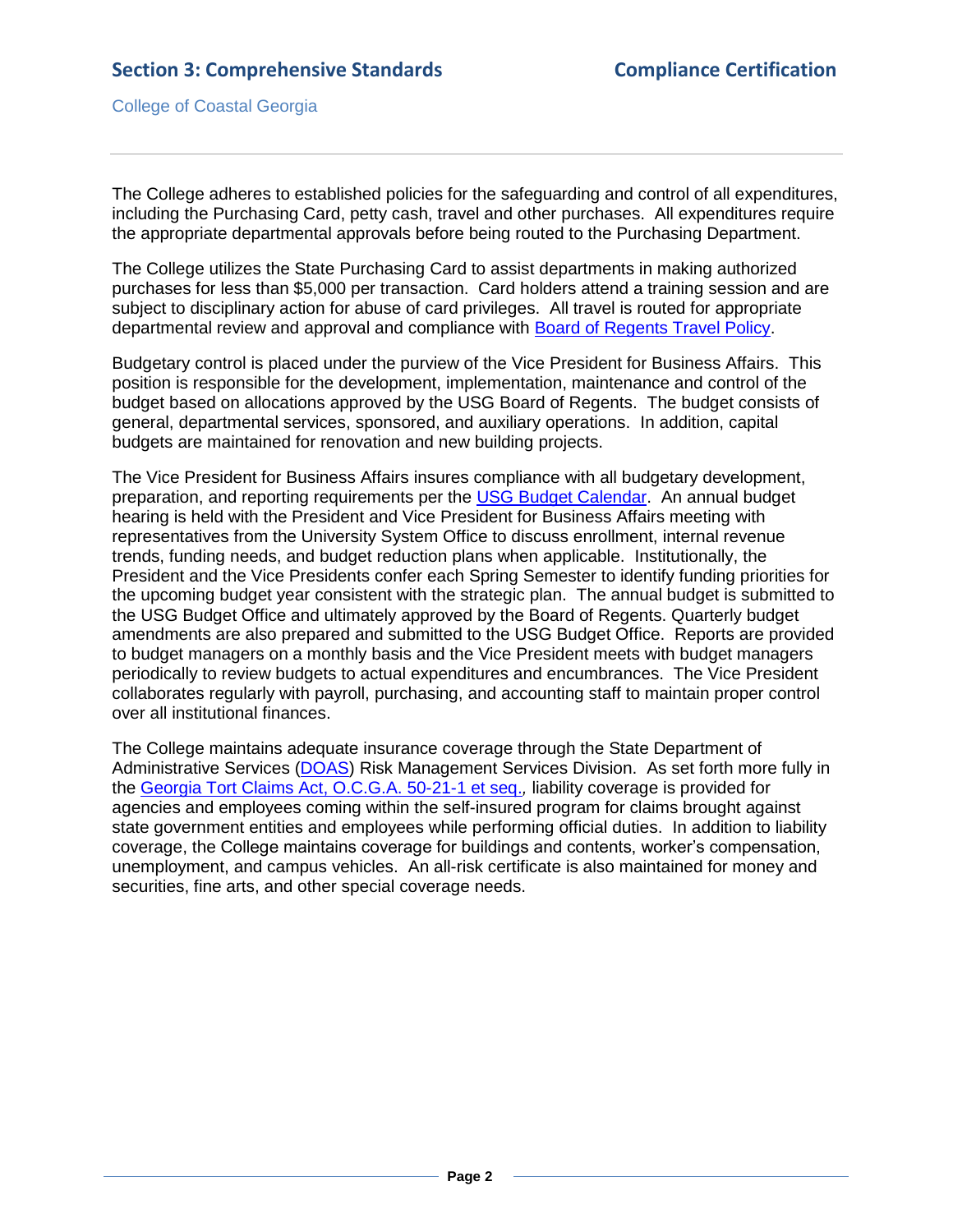The College adheres to established policies for the safeguarding and control of all expenditures, including the Purchasing Card, petty cash, travel and other purchases. All expenditures require the appropriate departmental approvals before being routed to the Purchasing Department.

The College utilizes the State Purchasing Card to assist departments in making authorized purchases for less than $5,000 per transaction. Card holders attend a training session and are subject to disciplinary action for abuse of card privileges. All travel is routed for appropriate departmental review and approval and compliance with Board of Regents Travel Policy.

Budgetary control is placed under the purview of the Vice President for Business Affairs. This position is responsible for the development, implementation, maintenance and control of the budget based on allocations approved by the USG Board of Regents. The budget consists of general, departmental services, sponsored, and auxiliary operations. In addition, capital budgets are maintained for renovation and new building projects.

The Vice President for Business Affairs insures compliance with all budgetary development, preparation, and reporting requirements per the USG Budget Calendar. An annual budget hearing is held with the President and Vice President for Business Affairs meeting with representatives from the University System Office to discuss enrollment, internal revenue trends, funding needs, and budget reduction plans when applicable. Institutionally, the President and the Vice Presidents confer each Spring Semester to identify funding priorities for the upcoming budget year consistent with the strategic plan. The annual budget is submitted to the USG Budget Office and ultimately approved by the Board of Regents. Quarterly budget amendments are also prepared and submitted to the USG Budget Office. Reports are provided to budget managers on a monthly basis and the Vice President meets with budget managers periodically to review budgets to actual expenditures and encumbrances. The Vice President collaborates regularly with payroll, purchasing, and accounting staff to maintain proper control over all institutional finances.

The College maintains adequate insurance coverage through the State Department of Administrative Services (DOAS) Risk Management Services Division. As set forth more fully in the Georgia Tort Claims Act, O.C.G.A. 50-21-1 et seq., liability coverage is provided for agencies and employees coming within the self-insured program for claims brought against state government entities and employees while performing official duties. In addition to liability coverage, the College maintains coverage for buildings and contents, worker's compensation, unemployment, and campus vehicles. An all-risk certificate is also maintained for money and securities, fine arts, and other special coverage needs.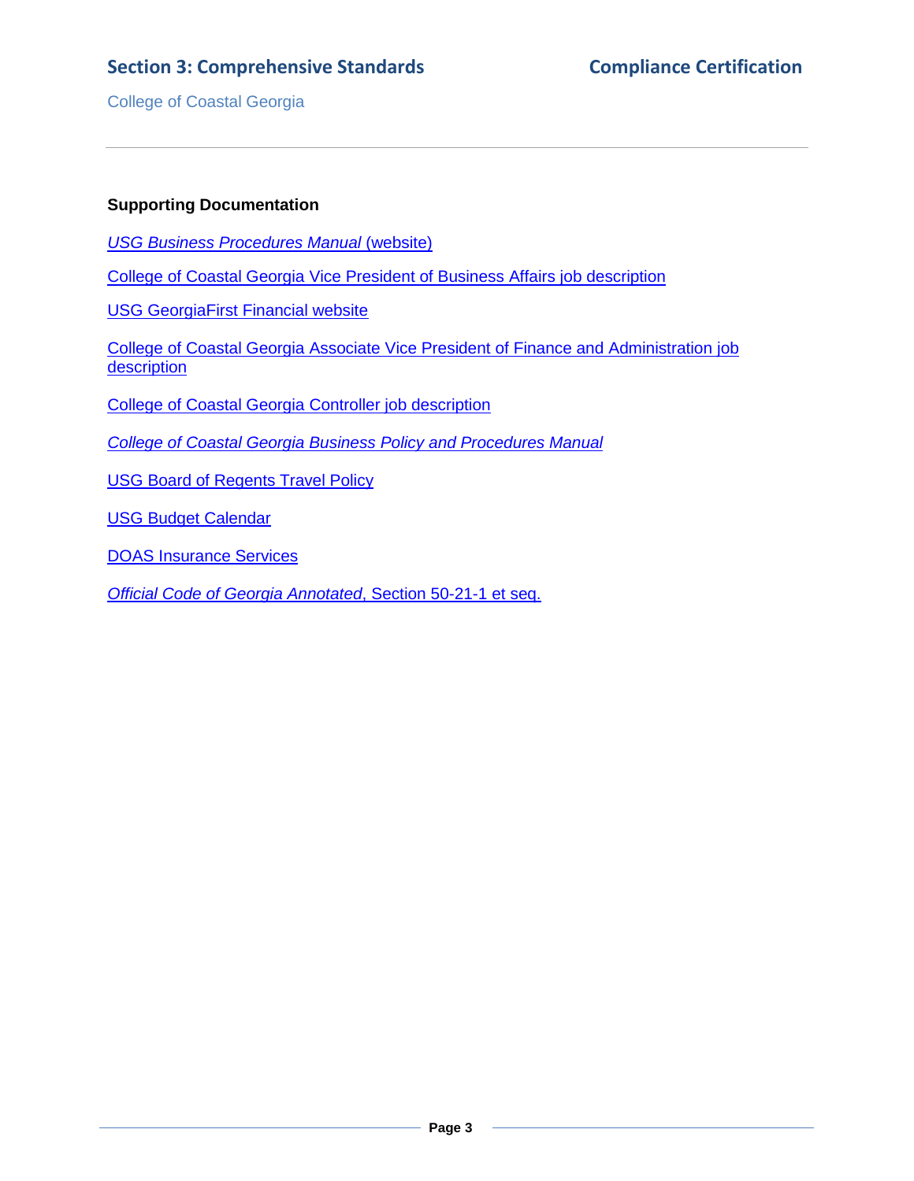**Supporting Documentation**

*USG Business Procedures Manual* (website)

College of Coastal Georgia Vice President of Business Affairs job description

USG GeorgiaFirst Financial website

College of Coastal Georgia Associate Vice President of Finance and Administration job description

College of Coastal Georgia Controller job description

*College of Coastal Georgia Business Policy and Procedures Manual*

USG Board of Regents Travel Policy

USG Budget Calendar

DOAS Insurance Services

*Official Code of Georgia Annotated*, Section 50-21-1 et seq.